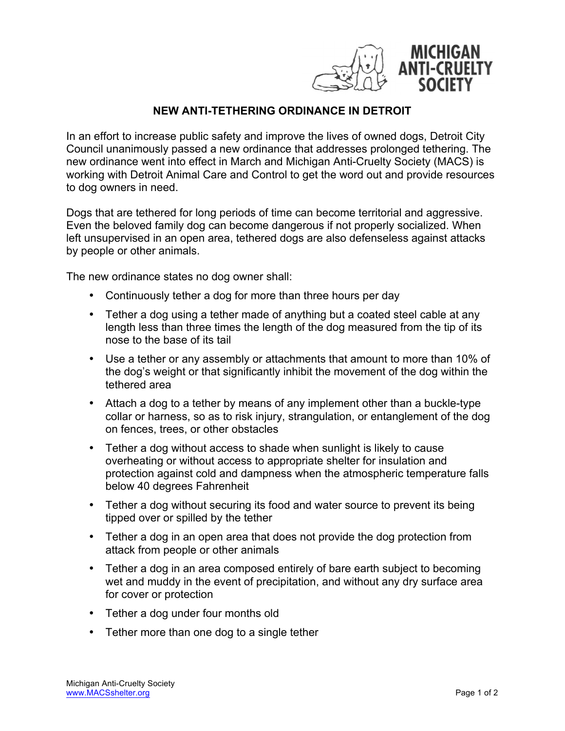MICHIGAN ANTI-CRUELTY SOCIETY

# NEW ANTI-TETHERING ORDINANCE IN DETROIT

In an effort to increase public safety and improve the lives of owned dogs, Detroit City Council unanimously passed a new ordinance that addresses prolonged tethering. The new ordinance went into effect in March and Michigan Anti-Cruelty Society (MACS) is working with Detroit Animal Care and Control to get the word out and provide resources to dog owners in need.

Dogs that are tethered for long periods of time can become territorial and aggressive. Even the beloved family dog can become dangerous if not properly socialized. When left unsupervised in an open area, tethered dogs are also defenseless against attacks by people or other animals.

The new ordinance states no dog owner shall:

- Continuously tether a dog for more than three hours per day
- Tether a dog using a tether made of anything but a coated steel cable at any length less than three times the length of the dog measured from the tip of its nose to the base of its tail
- Use a tether or any assembly or attachments that amount to more than 10% of the dog's weight or that significantly inhibit the movement of the dog within the tethered area
- Attach a dog to a tether by means of any implement other than a buckle-type collar or harness, so as to risk injury, strangulation, or entanglement of the dog on fences, trees, or other obstacles
- Tether a dog without access to shade when sunlight is likely to cause overheating or without access to appropriate shelter for insulation and protection against cold and dampness when the atmospheric temperature falls below 40 degrees Fahrenheit
- Tether a dog without securing its food and water source to prevent its being tipped over or spilled by the tether
- Tether a dog in an open area that does not provide the dog protection from attack from people or other animals
- Tether a dog in an area composed entirely of bare earth subject to becoming wet and muddy in the event of precipitation, and without any dry surface area for cover or protection
- Tether a dog under four months old
- Tether more than one dog to a single tether

Michigan Anti-Cruelty Society
www.MACSshelter.org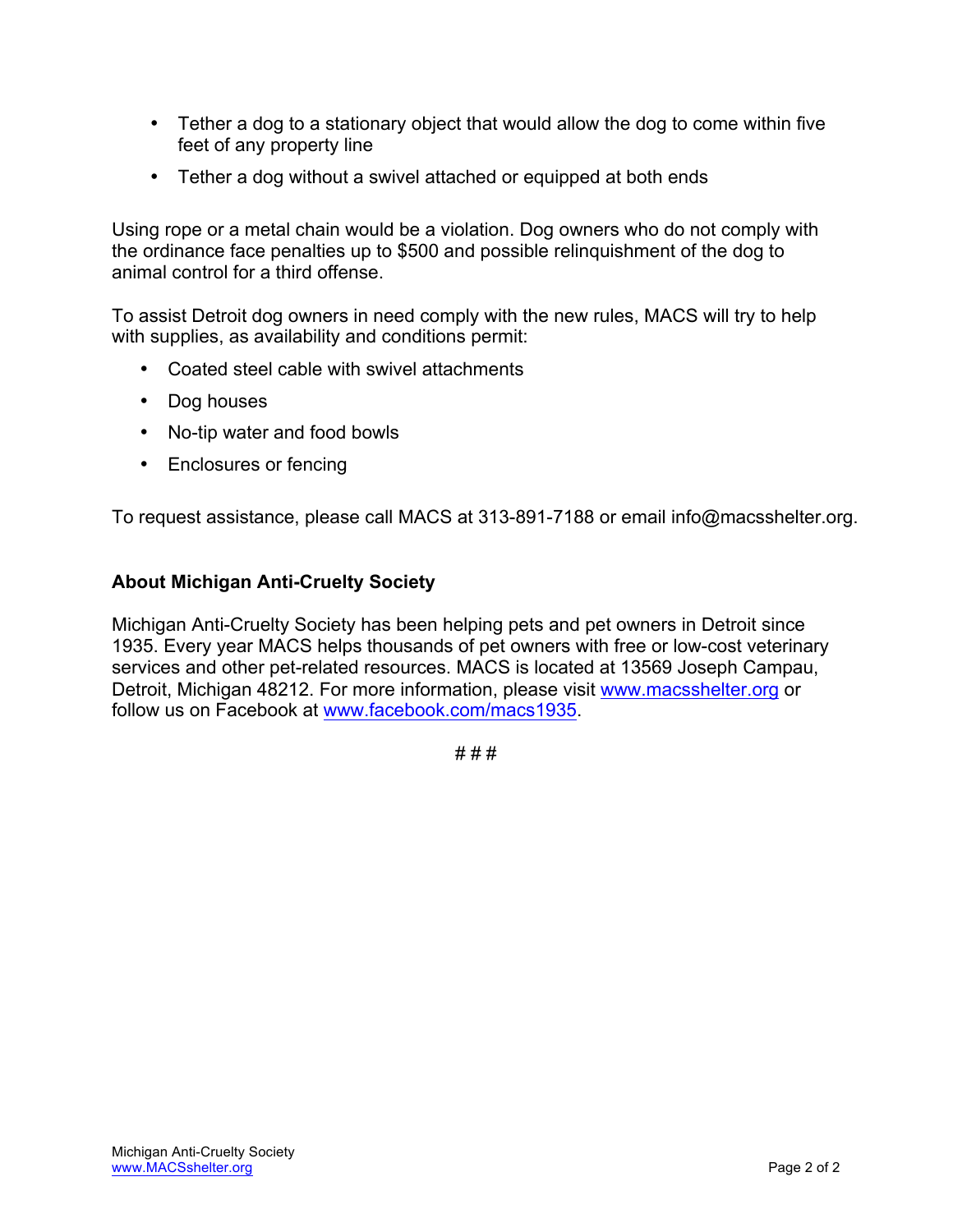- Tether a dog to a stationary object that would allow the dog to come within five feet of any property line
- Tether a dog without a swivel attached or equipped at both ends

Using rope or a metal chain would be a violation. Dog owners who do not comply with the ordinance face penalties up to $500 and possible relinquishment of the dog to animal control for a third offense.

To assist Detroit dog owners in need comply with the new rules, MACS will try to help with supplies, as availability and conditions permit:

- Coated steel cable with swivel attachments
- Dog houses
- No-tip water and food bowls
- Enclosures or fencing

To request assistance, please call MACS at 313-891-7188 or email info@macsshelter.org.

**About Michigan Anti-Cruelty Society**

Michigan Anti-Cruelty Society has been helping pets and pet owners in Detroit since 1935. Every year MACS helps thousands of pet owners with free or low-cost veterinary services and other pet-related resources. MACS is located at 13569 Joseph Campau, Detroit, Michigan 48212. For more information, please visit www.macsshelter.org or follow us on Facebook at www.facebook.com/macs1935.

# # #